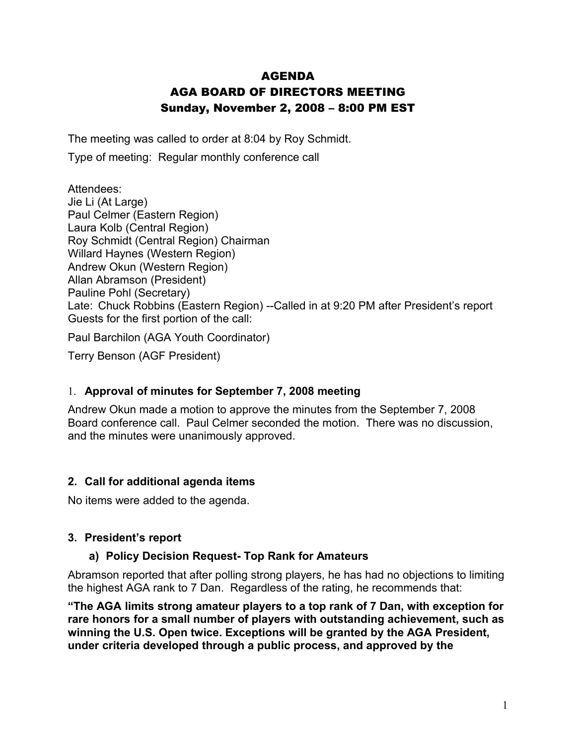# AGENDA
# AGA BOARD OF DIRECTORS MEETING
## Sunday, November 2, 2008 – 8:00 PM EST

The meeting was called to order at 8:04 by Roy Schmidt.

Type of meeting: Regular monthly conference call

Attendees:
Jie Li (At Large)
Paul Celmer (Eastern Region)
Laura Kolb (Central Region)
Roy Schmidt (Central Region) Chairman
Willard Haynes (Western Region)
Andrew Okun (Western Region)
Allan Abramson (President)
Pauline Pohl (Secretary)
Late: Chuck Robbins (Eastern Region) --Called in at 9:20 PM after President's report
Guests for the first portion of the call:

Paul Barchilon (AGA Youth Coordinator)

Terry Benson (AGF President)

### 1. Approval of minutes for September 7, 2008 meeting

Andrew Okun made a motion to approve the minutes from the September 7, 2008 Board conference call. Paul Celmer seconded the motion. There was no discussion, and the minutes were unanimously approved.

### 2. Call for additional agenda items

No items were added to the agenda.

### 3. President's report

#### a) Policy Decision Request- Top Rank for Amateurs

Abramson reported that after polling strong players, he has had no objections to limiting the highest AGA rank to 7 Dan. Regardless of the rating, he recommends that:

**"The AGA limits strong amateur players to a top rank of 7 Dan, with exception for rare honors for a small number of players with outstanding achievement, such as winning the U.S. Open twice. Exceptions will be granted by the AGA President, under criteria developed through a public process, and approved by the**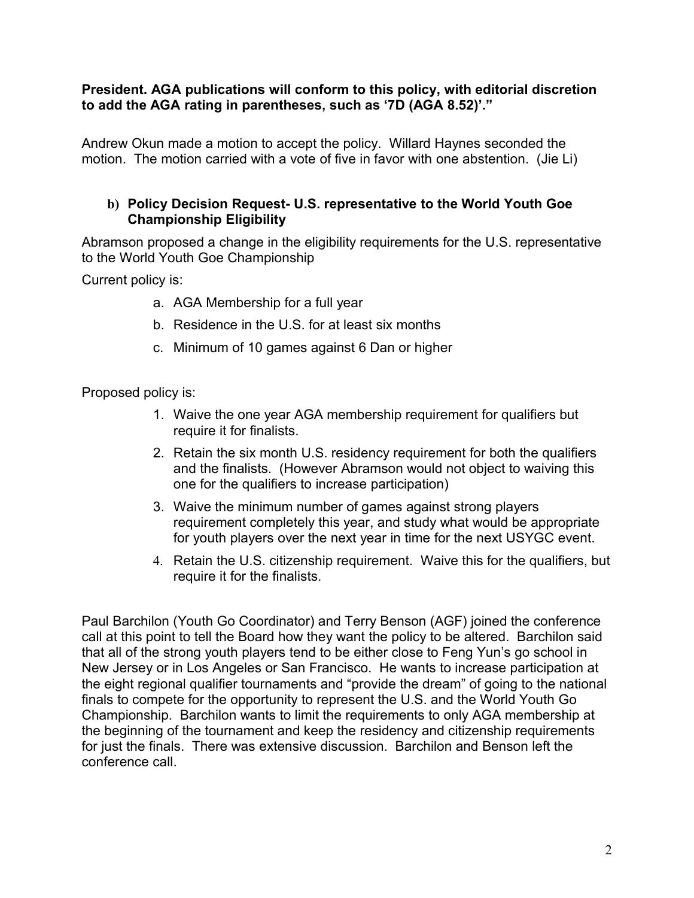**President. AGA publications will conform to this policy, with editorial discretion to add the AGA rating in parentheses, such as '7D (AGA 8.52)'."**

Andrew Okun made a motion to accept the policy. Willard Haynes seconded the motion. The motion carried with a vote of five in favor with one abstention. (Jie Li)

**b) Policy Decision Request- U.S. representative to the World Youth Goe Championship Eligibility**

Abramson proposed a change in the eligibility requirements for the U.S. representative to the World Youth Goe Championship

Current policy is:

a. AGA Membership for a full year
b. Residence in the U.S. for at least six months
c. Minimum of 10 games against 6 Dan or higher

Proposed policy is:

1. Waive the one year AGA membership requirement for qualifiers but require it for finalists.
2. Retain the six month U.S. residency requirement for both the qualifiers and the finalists. (However Abramson would not object to waiving this one for the qualifiers to increase participation)
3. Waive the minimum number of games against strong players requirement completely this year, and study what would be appropriate for youth players over the next year in time for the next USYGC event.
4. Retain the U.S. citizenship requirement. Waive this for the qualifiers, but require it for the finalists.

Paul Barchilon (Youth Go Coordinator) and Terry Benson (AGF) joined the conference call at this point to tell the Board how they want the policy to be altered. Barchilon said that all of the strong youth players tend to be either close to Feng Yun's go school in New Jersey or in Los Angeles or San Francisco. He wants to increase participation at the eight regional qualifier tournaments and "provide the dream" of going to the national finals to compete for the opportunity to represent the U.S. and the World Youth Go Championship. Barchilon wants to limit the requirements to only AGA membership at the beginning of the tournament and keep the residency and citizenship requirements for just the finals. There was extensive discussion. Barchilon and Benson left the conference call.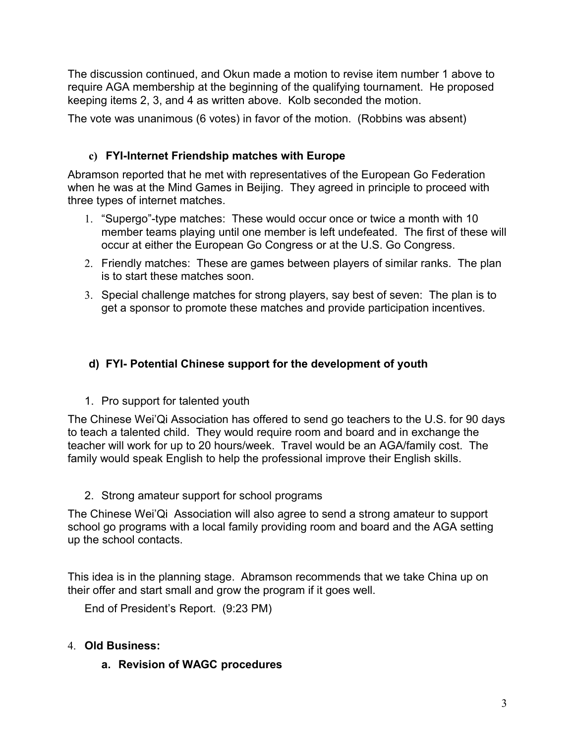The discussion continued, and Okun made a motion to revise item number 1 above to require AGA membership at the beginning of the qualifying tournament. He proposed keeping items 2, 3, and 4 as written above. Kolb seconded the motion.

The vote was unanimous (6 votes) in favor of the motion. (Robbins was absent)

**c) FYI-Internet Friendship matches with Europe**

Abramson reported that he met with representatives of the European Go Federation when he was at the Mind Games in Beijing. They agreed in principle to proceed with three types of internet matches.

1. "Supergo"-type matches: These would occur once or twice a month with 10 member teams playing until one member is left undefeated. The first of these will occur at either the European Go Congress or at the U.S. Go Congress.
2. Friendly matches: These are games between players of similar ranks. The plan is to start these matches soon.
3. Special challenge matches for strong players, say best of seven: The plan is to get a sponsor to promote these matches and provide participation incentives.

**d) FYI- Potential Chinese support for the development of youth**

1. Pro support for talented youth

The Chinese Wei'Qi Association has offered to send go teachers to the U.S. for 90 days to teach a talented child. They would require room and board and in exchange the teacher will work for up to 20 hours/week. Travel would be an AGA/family cost. The family would speak English to help the professional improve their English skills.

2. Strong amateur support for school programs

The Chinese Wei'Qi Association will also agree to send a strong amateur to support school go programs with a local family providing room and board and the AGA setting up the school contacts.

This idea is in the planning stage. Abramson recommends that we take China up on their offer and start small and grow the program if it goes well.

End of President's Report. (9:23 PM)

4. **Old Business:**

   **a. Revision of WAGC procedures**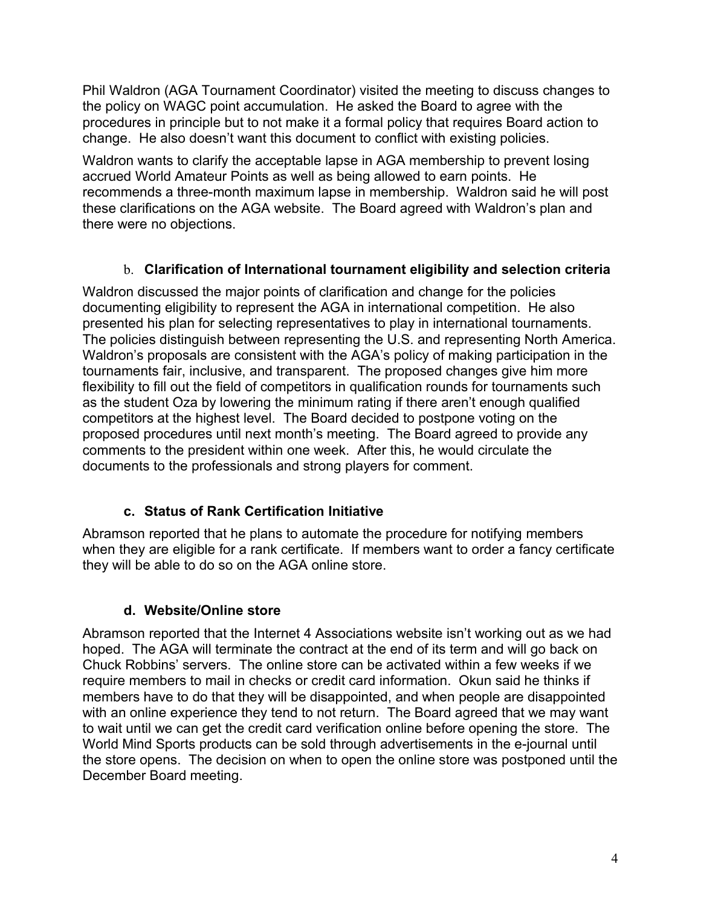Phil Waldron (AGA Tournament Coordinator) visited the meeting to discuss changes to the policy on WAGC point accumulation. He asked the Board to agree with the procedures in principle but to not make it a formal policy that requires Board action to change. He also doesn't want this document to conflict with existing policies.

Waldron wants to clarify the acceptable lapse in AGA membership to prevent losing accrued World Amateur Points as well as being allowed to earn points. He recommends a three-month maximum lapse in membership. Waldron said he will post these clarifications on the AGA website. The Board agreed with Waldron's plan and there were no objections.

### b. Clarification of International tournament eligibility and selection criteria

Waldron discussed the major points of clarification and change for the policies documenting eligibility to represent the AGA in international competition. He also presented his plan for selecting representatives to play in international tournaments. The policies distinguish between representing the U.S. and representing North America. Waldron's proposals are consistent with the AGA's policy of making participation in the tournaments fair, inclusive, and transparent. The proposed changes give him more flexibility to fill out the field of competitors in qualification rounds for tournaments such as the student Oza by lowering the minimum rating if there aren't enough qualified competitors at the highest level. The Board decided to postpone voting on the proposed procedures until next month's meeting. The Board agreed to provide any comments to the president within one week. After this, he would circulate the documents to the professionals and strong players for comment.

### c. Status of Rank Certification Initiative

Abramson reported that he plans to automate the procedure for notifying members when they are eligible for a rank certificate. If members want to order a fancy certificate they will be able to do so on the AGA online store.

### d. Website/Online store

Abramson reported that the Internet 4 Associations website isn't working out as we had hoped. The AGA will terminate the contract at the end of its term and will go back on Chuck Robbins' servers. The online store can be activated within a few weeks if we require members to mail in checks or credit card information. Okun said he thinks if members have to do that they will be disappointed, and when people are disappointed with an online experience they tend to not return. The Board agreed that we may want to wait until we can get the credit card verification online before opening the store. The World Mind Sports products can be sold through advertisements in the e-journal until the store opens. The decision on when to open the online store was postponed until the December Board meeting.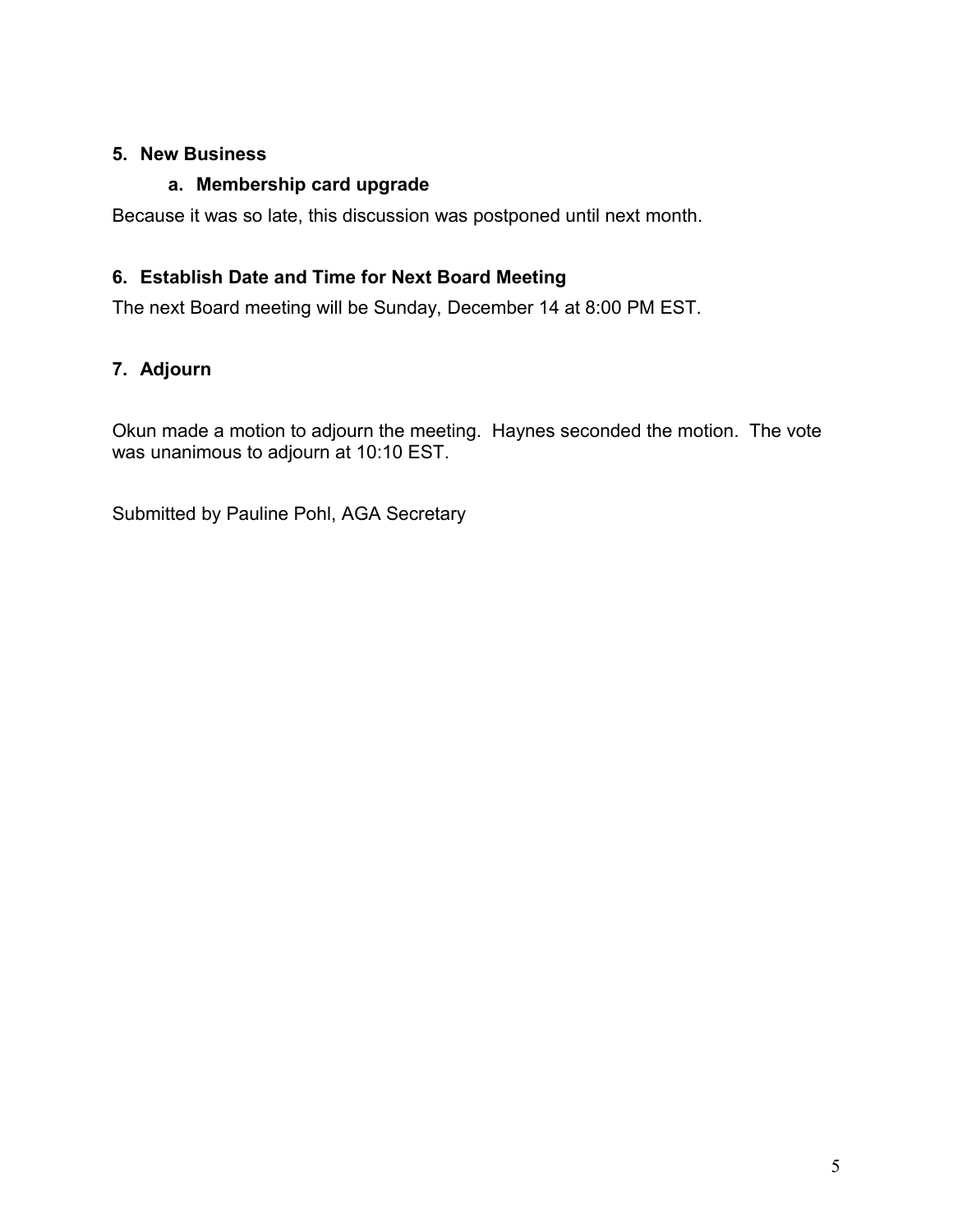## 5. New Business

### a. Membership card upgrade

Because it was so late, this discussion was postponed until next month.

## 6. Establish Date and Time for Next Board Meeting

The next Board meeting will be Sunday, December 14 at 8:00 PM EST.

## 7. Adjourn

Okun made a motion to adjourn the meeting. Haynes seconded the motion. The vote was unanimous to adjourn at 10:10 EST.

Submitted by Pauline Pohl, AGA Secretary